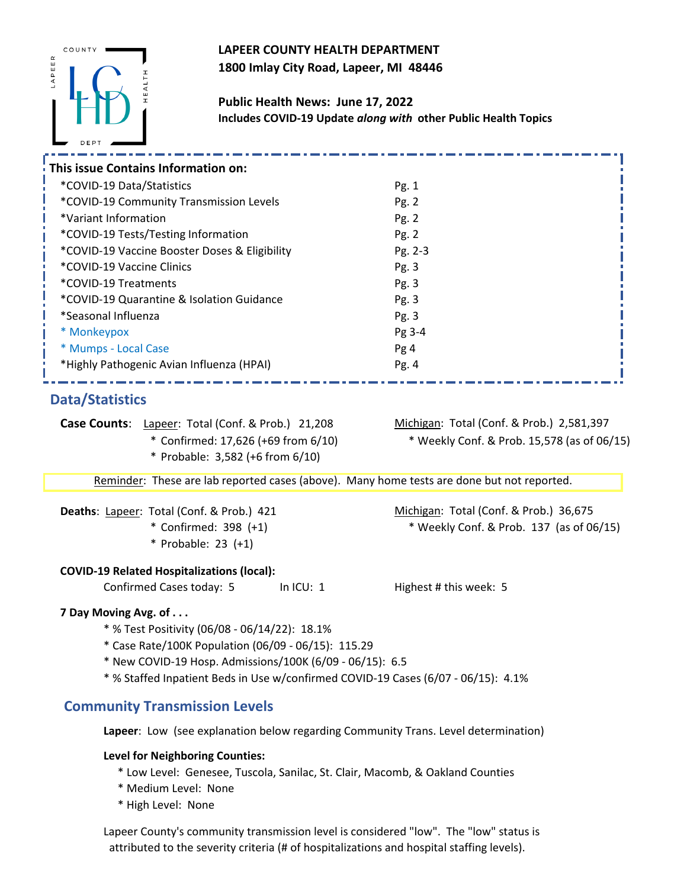**LAPEER COUNTY HEALTH DEPARTMENT**
**1800 Imlay City Road, Lapeer, MI 48446**

**Public Health News: June 17, 2022**
**Includes COVID-19 Update *along with* other Public Health Topics**

**This issue Contains Information on:**

| Topic | Page |
|---|---|
| *COVID-19 Data/Statistics | Pg. 1 |
| *COVID-19 Community Transmission Levels | Pg. 2 |
| *Variant Information | Pg. 2 |
| *COVID-19 Tests/Testing Information | Pg. 2 |
| *COVID-19 Vaccine Booster Doses & Eligibility | Pg. 2-3 |
| *COVID-19 Vaccine Clinics | Pg. 3 |
| *COVID-19 Treatments | Pg. 3 |
| *COVID-19 Quarantine & Isolation Guidance | Pg. 3 |
| *Seasonal Influenza | Pg. 3 |
| * Monkeypox | Pg 3-4 |
| * Mumps - Local Case | Pg 4 |
| *Highly Pathogenic Avian Influenza (HPAI) | Pg. 4 |

## Data/Statistics

**Case Counts**: Lapeer: Total (Conf. & Prob.) 21,208
- * Confirmed: 17,626 (+69 from 6/10)
- * Probable: 3,582 (+6 from 6/10)

Michigan: Total (Conf. & Prob.) 2,581,397
- * Weekly Conf. & Prob. 15,578 (as of 06/15)

Reminder: These are lab reported cases (above). Many home tests are done but not reported.

**Deaths**: Lapeer: Total (Conf. & Prob.) 421
- * Confirmed: 398 (+1)
- * Probable: 23 (+1)

Michigan: Total (Conf. & Prob.) 36,675
- * Weekly Conf. & Prob. 137 (as of 06/15)

**COVID-19 Related Hospitalizations (local):**

Confirmed Cases today: 5 In ICU: 1 Highest # this week: 5

**7 Day Moving Avg. of . . .**
- * % Test Positivity (06/08 - 06/14/22): 18.1%
- * Case Rate/100K Population (06/09 - 06/15): 115.29
- * New COVID-19 Hosp. Admissions/100K (6/09 - 06/15): 6.5
- * % Staffed Inpatient Beds in Use w/confirmed COVID-19 Cases (6/07 - 06/15): 4.1%

## Community Transmission Levels

**Lapeer**: Low (see explanation below regarding Community Trans. Level determination)

**Level for Neighboring Counties:**
- * Low Level: Genesee, Tuscola, Sanilac, St. Clair, Macomb, & Oakland Counties
- * Medium Level: None
- * High Level: None

Lapeer County's community transmission level is considered "low". The "low" status is attributed to the severity criteria (# of hospitalizations and hospital staffing levels).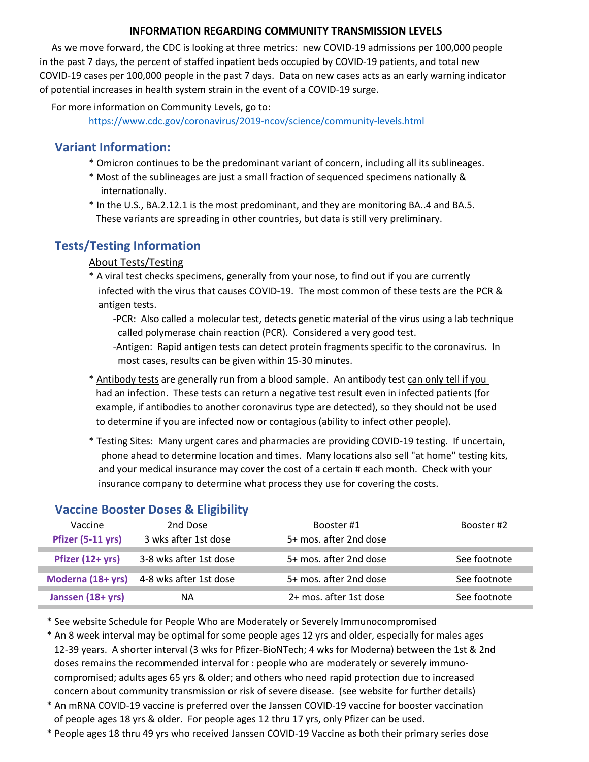**INFORMATION REGARDING COMMUNITY TRANSMISSION LEVELS**

As we move forward, the CDC is looking at three metrics: new COVID-19 admissions per 100,000 people in the past 7 days, the percent of staffed inpatient beds occupied by COVID-19 patients, and total new COVID-19 cases per 100,000 people in the past 7 days. Data on new cases acts as an early warning indicator of potential increases in health system strain in the event of a COVID-19 surge.

For more information on Community Levels, go to:
https://www.cdc.gov/coronavirus/2019-ncov/science/community-levels.html

## Variant Information:

* Omicron continues to be the predominant variant of concern, including all its sublineages.
* Most of the sublineages are just a small fraction of sequenced specimens nationally & internationally.
* In the U.S., BA.2.12.1 is the most predominant, and they are monitoring BA..4 and BA.5. These variants are spreading in other countries, but data is still very preliminary.

## Tests/Testing Information

About Tests/Testing

* A viral test checks specimens, generally from your nose, to find out if you are currently infected with the virus that causes COVID-19. The most common of these tests are the PCR & antigen tests.
  - -PCR: Also called a molecular test, detects genetic material of the virus using a lab technique called polymerase chain reaction (PCR). Considered a very good test.
  - -Antigen: Rapid antigen tests can detect protein fragments specific to the coronavirus. In most cases, results can be given within 15-30 minutes.
* Antibody tests are generally run from a blood sample. An antibody test can only tell if you had an infection. These tests can return a negative test result even in infected patients (for example, if antibodies to another coronavirus type are detected), so they should not be used to determine if you are infected now or contagious (ability to infect other people).
* Testing Sites: Many urgent cares and pharmacies are providing COVID-19 testing. If uncertain, phone ahead to determine location and times. Many locations also sell "at home" testing kits, and your medical insurance may cover the cost of a certain # each month. Check with your insurance company to determine what process they use for covering the costs.

## Vaccine Booster Doses & Eligibility

| Vaccine | 2nd Dose | Booster #1 | Booster #2 |
|---|---|---|---|
| **Pfizer (5-11 yrs)** | 3 wks after 1st dose | 5+ mos. after 2nd dose | |
| **Pfizer (12+ yrs)** | 3-8 wks after 1st dose | 5+ mos. after 2nd dose | See footnote |
| **Moderna (18+ yrs)** | 4-8 wks after 1st dose | 5+ mos. after 2nd dose | See footnote |
| **Janssen (18+ yrs)** | NA | 2+ mos. after 1st dose | See footnote |

* See website Schedule for People Who are Moderately or Severely Immunocompromised
* An 8 week interval may be optimal for some people ages 12 yrs and older, especially for males ages 12-39 years. A shorter interval (3 wks for Pfizer-BioNTech; 4 wks for Moderna) between the 1st & 2nd doses remains the recommended interval for : people who are moderately or severely immuno-compromised; adults ages 65 yrs & older; and others who need rapid protection due to increased concern about community transmission or risk of severe disease. (see website for further details)
* An mRNA COVID-19 vaccine is preferred over the Janssen COVID-19 vaccine for booster vaccination of people ages 18 yrs & older. For people ages 12 thru 17 yrs, only Pfizer can be used.
* People ages 18 thru 49 yrs who received Janssen COVID-19 Vaccine as both their primary series dose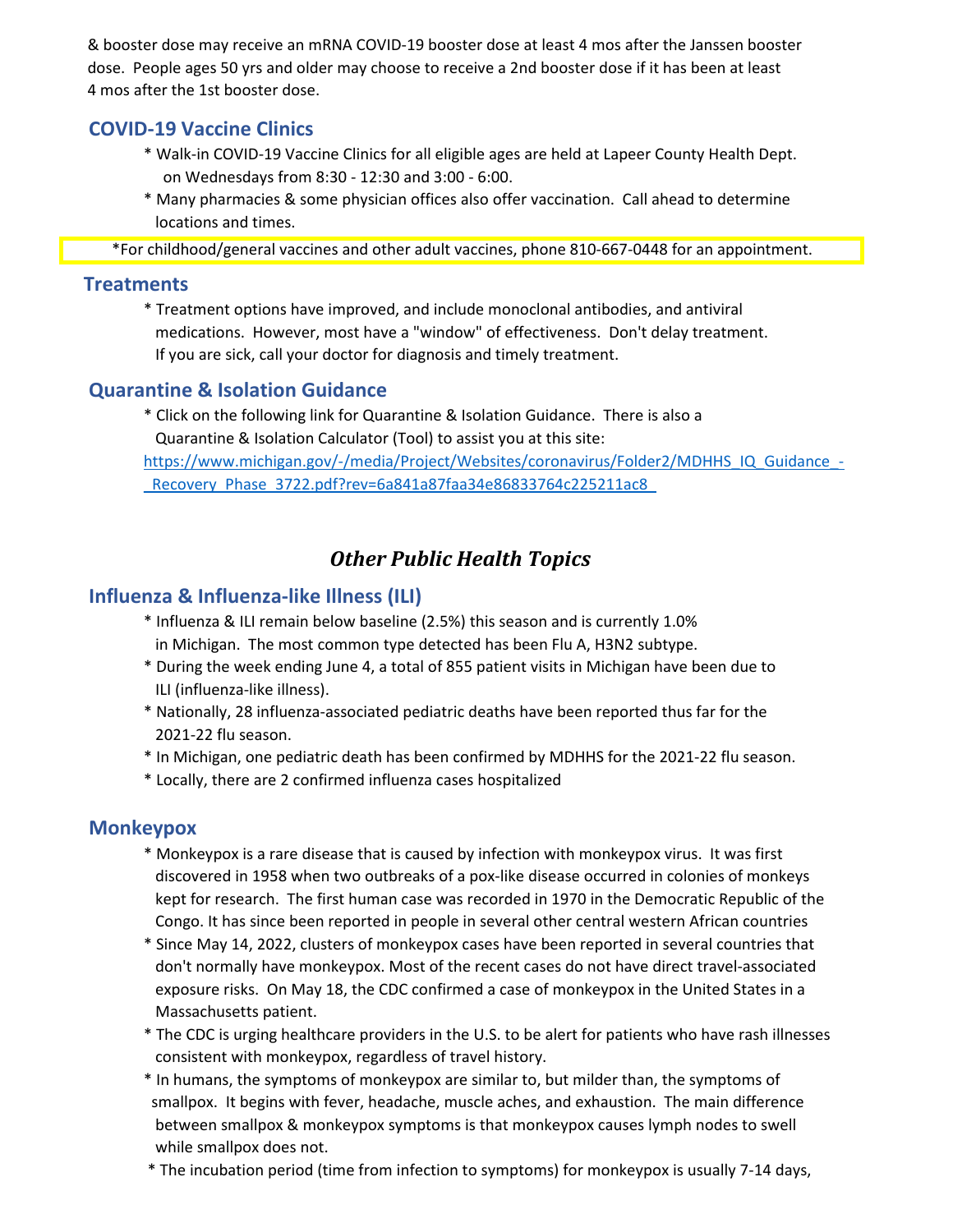& booster dose may receive an mRNA COVID-19 booster dose at least 4 mos after the Janssen booster dose. People ages 50 yrs and older may choose to receive a 2nd booster dose if it has been at least 4 mos after the 1st booster dose.

## COVID-19 Vaccine Clinics

* Walk-in COVID-19 Vaccine Clinics for all eligible ages are held at Lapeer County Health Dept. on Wednesdays from 8:30 - 12:30 and 3:00 - 6:00.
* Many pharmacies & some physician offices also offer vaccination. Call ahead to determine locations and times.

*For childhood/general vaccines and other adult vaccines, phone 810-667-0448 for an appointment.

## Treatments

* Treatment options have improved, and include monoclonal antibodies, and antiviral medications. However, most have a "window" of effectiveness. Don't delay treatment. If you are sick, call your doctor for diagnosis and timely treatment.

## Quarantine & Isolation Guidance

* Click on the following link for Quarantine & Isolation Guidance. There is also a Quarantine & Isolation Calculator (Tool) to assist you at this site:

https://www.michigan.gov/-/media/Project/Websites/coronavirus/Folder2/MDHHS_IQ_Guidance_-_Recovery_Phase_3722.pdf?rev=6a841a87faa34e86833764c225211ac8_

# *Other Public Health Topics*

## Influenza & Influenza-like Illness (ILI)

* Influenza & ILI remain below baseline (2.5%) this season and is currently 1.0% in Michigan. The most common type detected has been Flu A, H3N2 subtype.
* During the week ending June 4, a total of 855 patient visits in Michigan have been due to ILI (influenza-like illness).
* Nationally, 28 influenza-associated pediatric deaths have been reported thus far for the 2021-22 flu season.
* In Michigan, one pediatric death has been confirmed by MDHHS for the 2021-22 flu season.
* Locally, there are 2 confirmed influenza cases hospitalized

## Monkeypox

* Monkeypox is a rare disease that is caused by infection with monkeypox virus. It was first discovered in 1958 when two outbreaks of a pox-like disease occurred in colonies of monkeys kept for research. The first human case was recorded in 1970 in the Democratic Republic of the Congo. It has since been reported in people in several other central western African countries
* Since May 14, 2022, clusters of monkeypox cases have been reported in several countries that don't normally have monkeypox. Most of the recent cases do not have direct travel-associated exposure risks. On May 18, the CDC confirmed a case of monkeypox in the United States in a Massachusetts patient.
* The CDC is urging healthcare providers in the U.S. to be alert for patients who have rash illnesses consistent with monkeypox, regardless of travel history.
* In humans, the symptoms of monkeypox are similar to, but milder than, the symptoms of smallpox. It begins with fever, headache, muscle aches, and exhaustion. The main difference between smallpox & monkeypox symptoms is that monkeypox causes lymph nodes to swell while smallpox does not.
* The incubation period (time from infection to symptoms) for monkeypox is usually 7-14 days,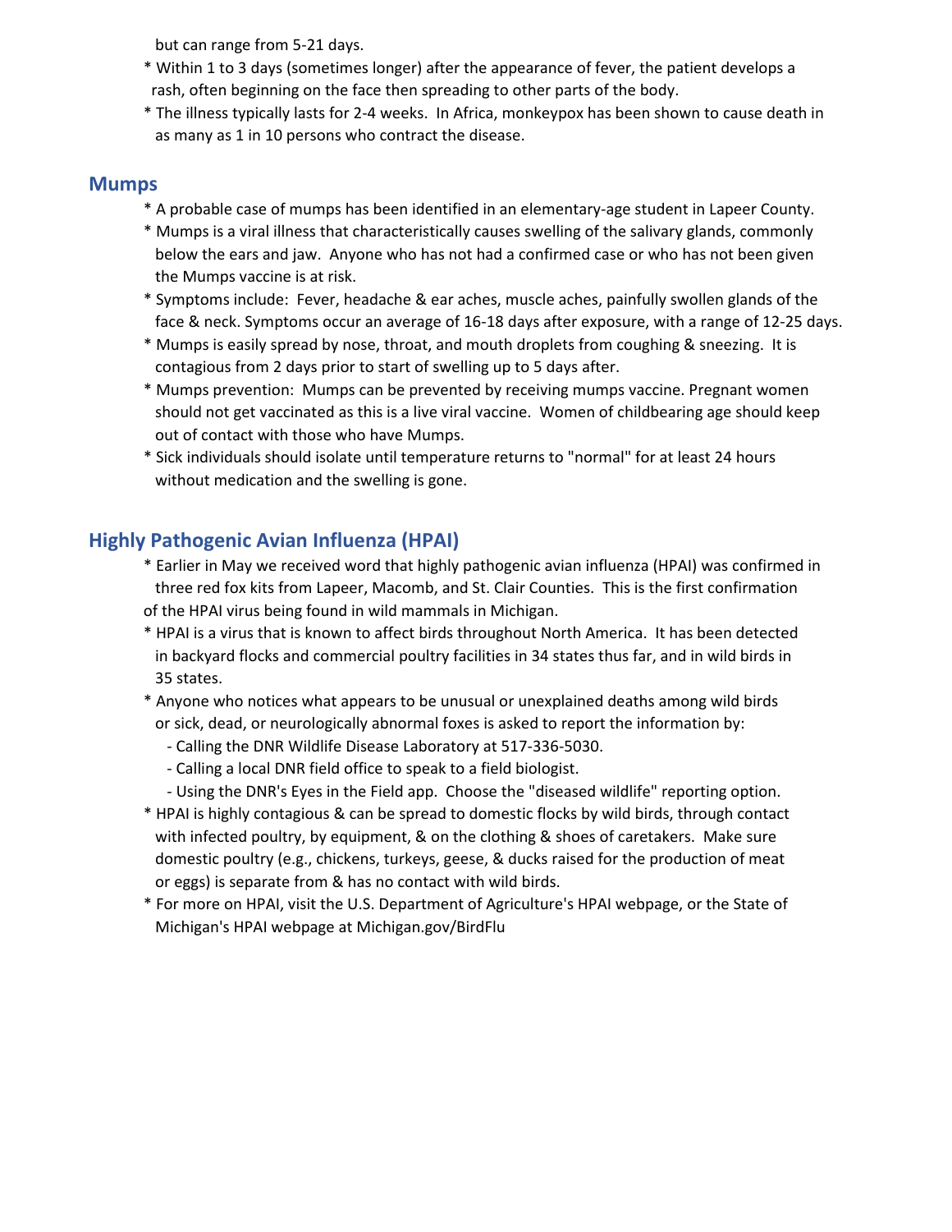but can range from 5-21 days.

* Within 1 to 3 days (sometimes longer) after the appearance of fever, the patient develops a rash, often beginning on the face then spreading to other parts of the body.
* The illness typically lasts for 2-4 weeks. In Africa, monkeypox has been shown to cause death in as many as 1 in 10 persons who contract the disease.

## Mumps

* A probable case of mumps has been identified in an elementary-age student in Lapeer County.
* Mumps is a viral illness that characteristically causes swelling of the salivary glands, commonly below the ears and jaw. Anyone who has not had a confirmed case or who has not been given the Mumps vaccine is at risk.
* Symptoms include: Fever, headache & ear aches, muscle aches, painfully swollen glands of the face & neck. Symptoms occur an average of 16-18 days after exposure, with a range of 12-25 days.
* Mumps is easily spread by nose, throat, and mouth droplets from coughing & sneezing. It is contagious from 2 days prior to start of swelling up to 5 days after.
* Mumps prevention: Mumps can be prevented by receiving mumps vaccine. Pregnant women should not get vaccinated as this is a live viral vaccine. Women of childbearing age should keep out of contact with those who have Mumps.
* Sick individuals should isolate until temperature returns to "normal" for at least 24 hours without medication and the swelling is gone.

## Highly Pathogenic Avian Influenza (HPAI)

* Earlier in May we received word that highly pathogenic avian influenza (HPAI) was confirmed in three red fox kits from Lapeer, Macomb, and St. Clair Counties. This is the first confirmation of the HPAI virus being found in wild mammals in Michigan.
* HPAI is a virus that is known to affect birds throughout North America. It has been detected in backyard flocks and commercial poultry facilities in 34 states thus far, and in wild birds in 35 states.
* Anyone who notices what appears to be unusual or unexplained deaths among wild birds or sick, dead, or neurologically abnormal foxes is asked to report the information by:
  - Calling the DNR Wildlife Disease Laboratory at 517-336-5030.
  - Calling a local DNR field office to speak to a field biologist.
  - Using the DNR's Eyes in the Field app. Choose the "diseased wildlife" reporting option.
* HPAI is highly contagious & can be spread to domestic flocks by wild birds, through contact with infected poultry, by equipment, & on the clothing & shoes of caretakers. Make sure domestic poultry (e.g., chickens, turkeys, geese, & ducks raised for the production of meat or eggs) is separate from & has no contact with wild birds.
* For more on HPAI, visit the U.S. Department of Agriculture's HPAI webpage, or the State of Michigan's HPAI webpage at Michigan.gov/BirdFlu